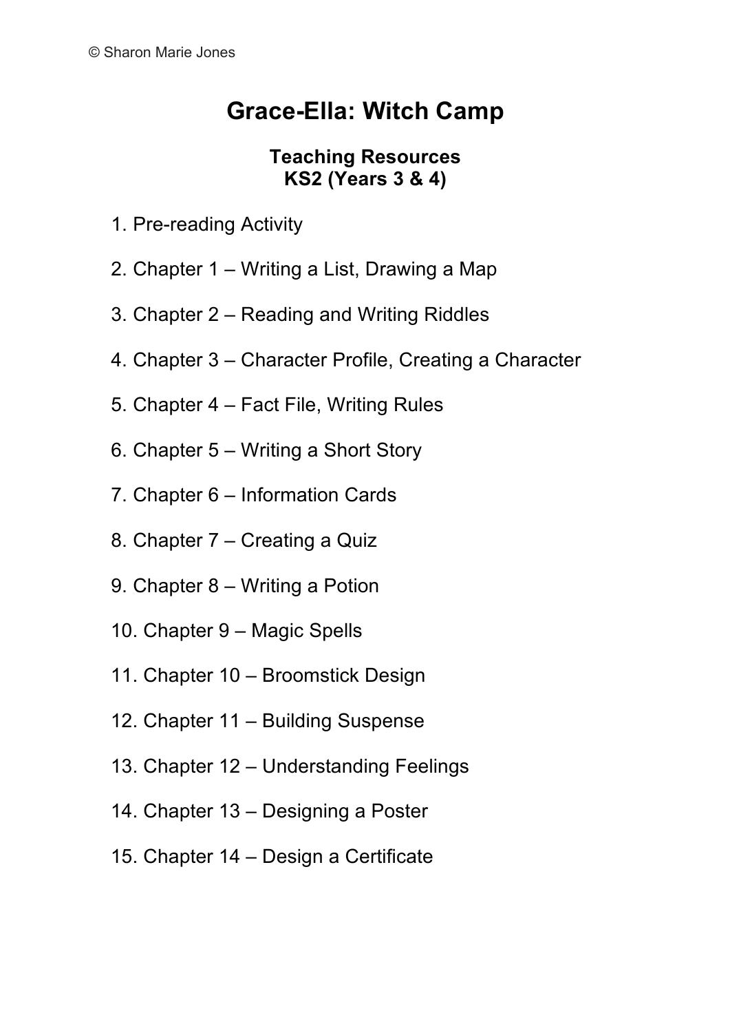© Sharon Marie Jones

# Grace-Ella: Witch Camp

## Teaching Resources
## KS2 (Years 3 & 4)

1. Pre-reading Activity
2. Chapter 1 – Writing a List, Drawing a Map
3. Chapter 2 – Reading and Writing Riddles
4. Chapter 3 – Character Profile, Creating a Character
5. Chapter 4 – Fact File, Writing Rules
6. Chapter 5 – Writing a Short Story
7. Chapter 6 – Information Cards
8. Chapter 7 – Creating a Quiz
9. Chapter 8 – Writing a Potion
10. Chapter 9 – Magic Spells
11. Chapter 10 – Broomstick Design
12. Chapter 11 – Building Suspense
13. Chapter 12 – Understanding Feelings
14. Chapter 13 – Designing a Poster
15. Chapter 14 – Design a Certificate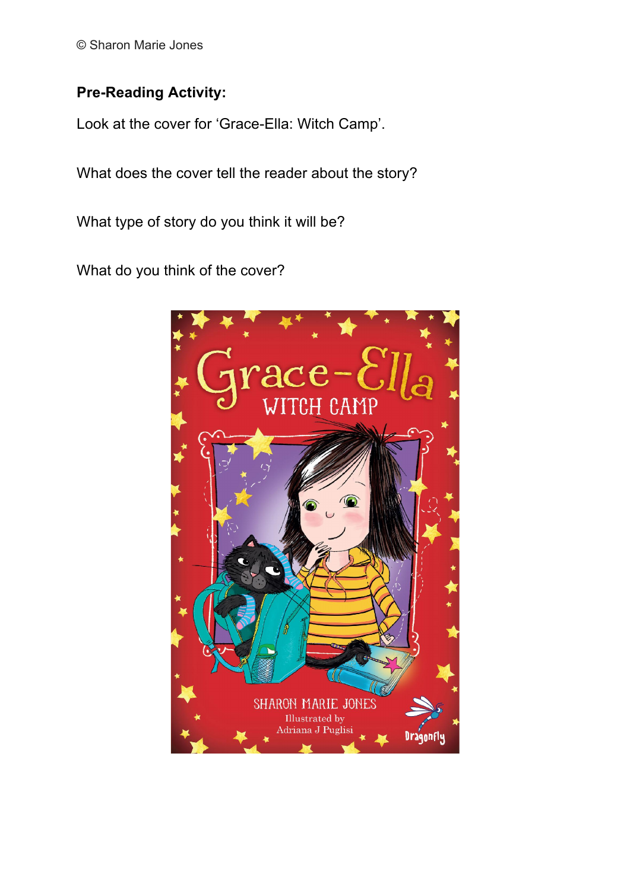© Sharon Marie Jones

**Pre-Reading Activity:**

Look at the cover for 'Grace-Ella: Witch Camp'.

What does the cover tell the reader about the story?

What type of story do you think it will be?

What do you think of the cover?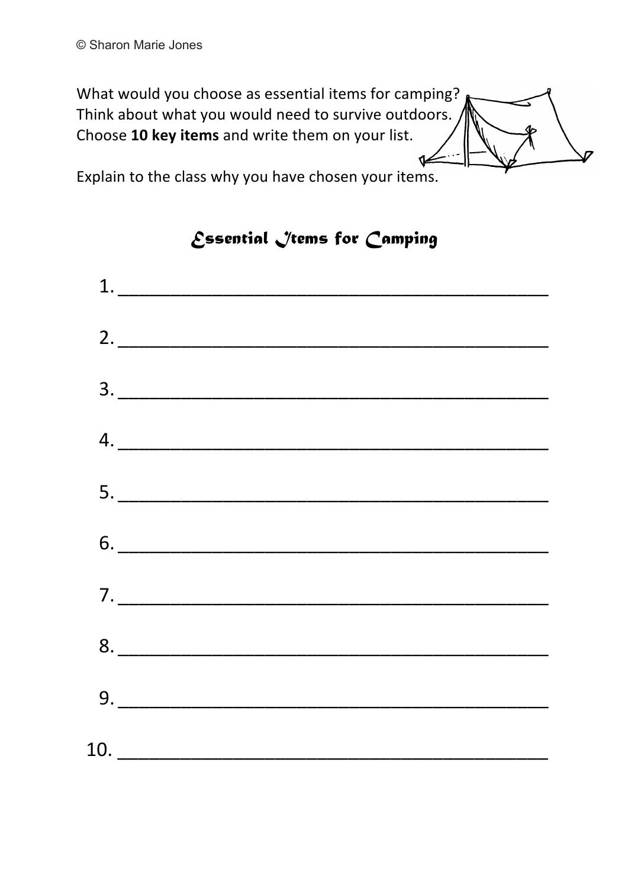What would you choose as essential items for camping?
Think about what you would need to survive outdoors.
Choose **10 key items** and write them on your list.

Explain to the class why you have chosen your items.

## *Essential Items for Camping*

1. ________________________________________

2. ________________________________________

3. ________________________________________

4. ________________________________________

5. ________________________________________

6. ________________________________________

7. ________________________________________

8. ________________________________________

9. ________________________________________

10. ________________________________________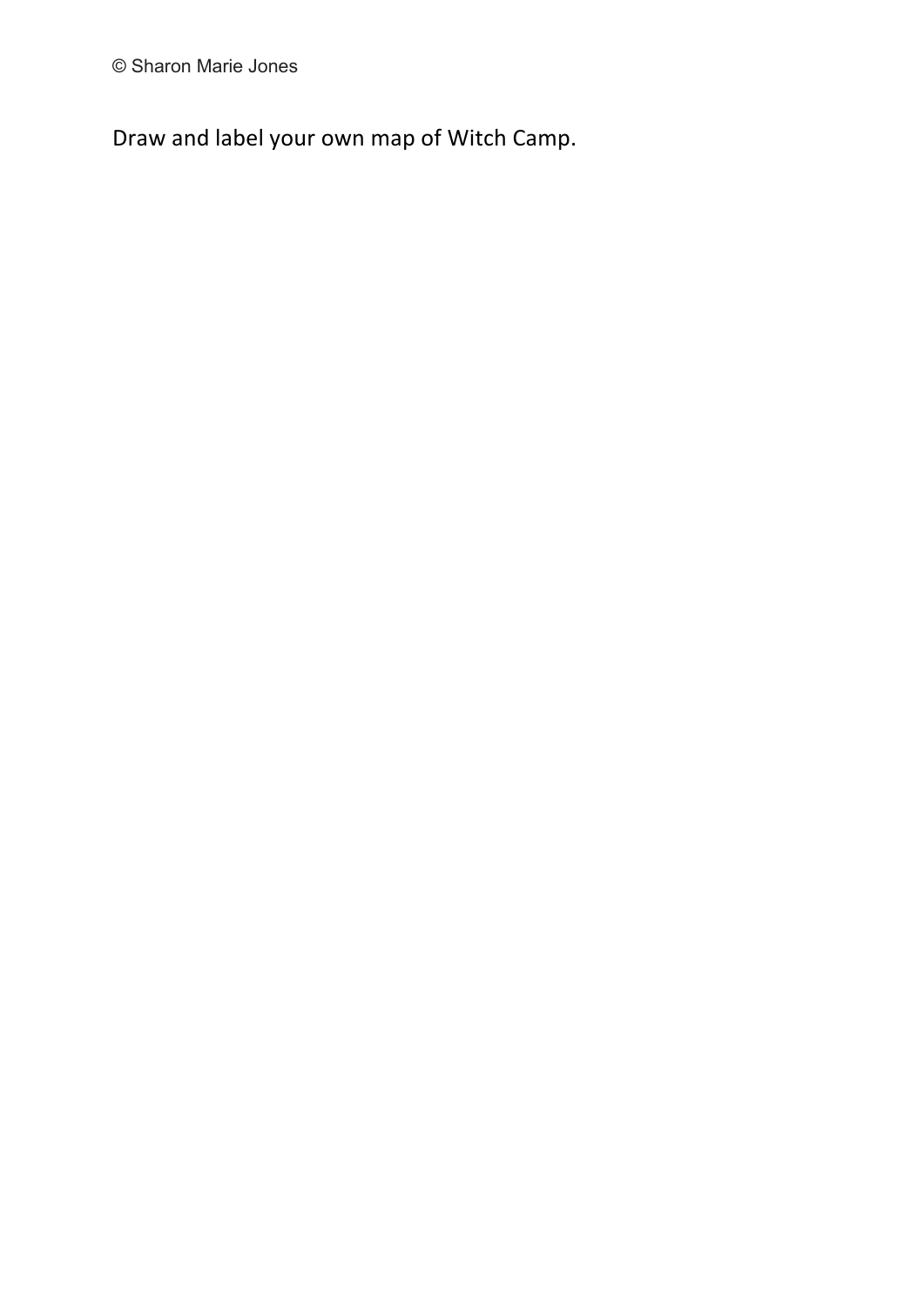© Sharon Marie Jones

Draw and label your own map of Witch Camp.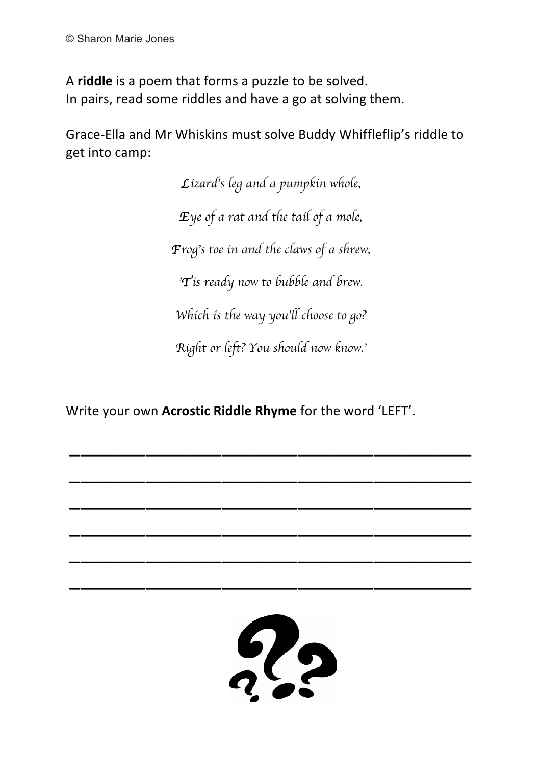© Sharon Marie Jones

A **riddle** is a poem that forms a puzzle to be solved.
In pairs, read some riddles and have a go at solving them.

Grace-Ella and Mr Whiskins must solve Buddy Whiffleflip's riddle to get into camp:

*Lizard's leg and a pumpkin whole,*

*Eye of a rat and the tail of a mole,*

*Frog's toe in and the claws of a shrew,*

*'Tis ready now to bubble and brew.*

*Which is the way you'll choose to go?*

*Right or left? You should now know.'*

Write your own **Acrostic Riddle Rhyme** for the word 'LEFT'.

\_\_\_\_\_\_\_\_\_\_\_\_\_\_\_\_\_\_\_\_\_\_\_\_\_\_\_\_\_\_\_\_\_\_\_\_\_\_\_\_

\_\_\_\_\_\_\_\_\_\_\_\_\_\_\_\_\_\_\_\_\_\_\_\_\_\_\_\_\_\_\_\_\_\_\_\_\_\_\_\_

\_\_\_\_\_\_\_\_\_\_\_\_\_\_\_\_\_\_\_\_\_\_\_\_\_\_\_\_\_\_\_\_\_\_\_\_\_\_\_\_

\_\_\_\_\_\_\_\_\_\_\_\_\_\_\_\_\_\_\_\_\_\_\_\_\_\_\_\_\_\_\_\_\_\_\_\_\_\_\_\_

\_\_\_\_\_\_\_\_\_\_\_\_\_\_\_\_\_\_\_\_\_\_\_\_\_\_\_\_\_\_\_\_\_\_\_\_\_\_\_\_

\_\_\_\_\_\_\_\_\_\_\_\_\_\_\_\_\_\_\_\_\_\_\_\_\_\_\_\_\_\_\_\_\_\_\_\_\_\_\_\_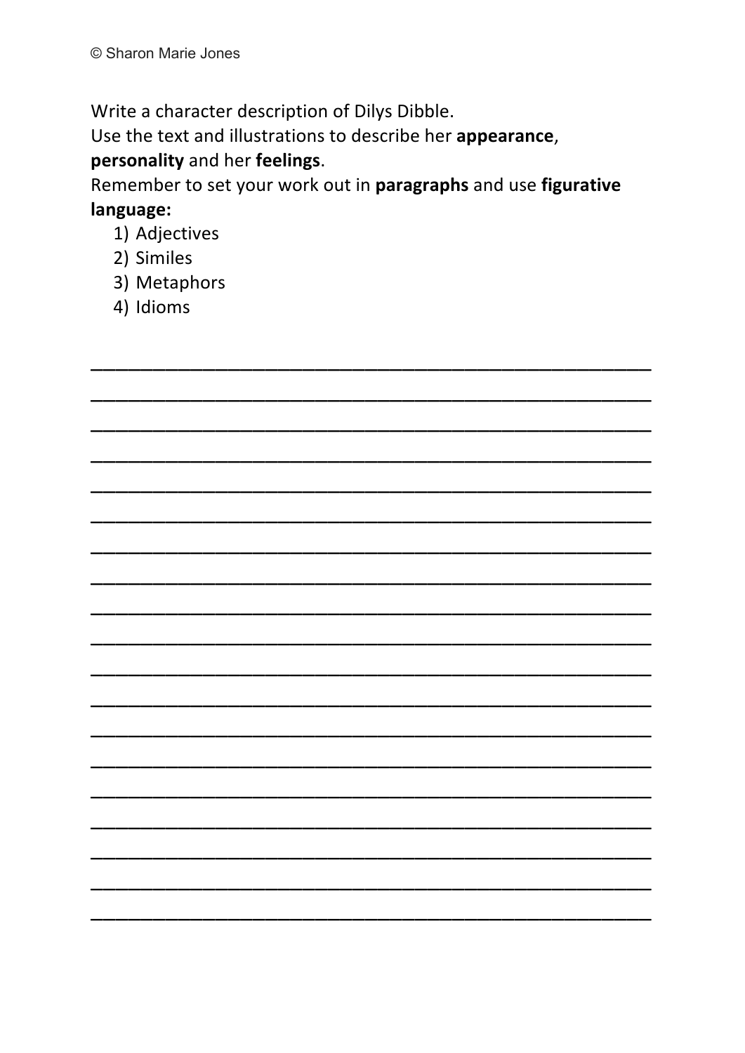Write a character description of Dilys Dibble.
Use the text and illustrations to describe her **appearance**, **personality** and her **feelings**.
Remember to set your work out in **paragraphs** and use **figurative language:**

1) Adjectives
2) Similes
3) Metaphors
4) Idioms

______________________________________________________________

______________________________________________________________

______________________________________________________________

______________________________________________________________

______________________________________________________________

______________________________________________________________

______________________________________________________________

______________________________________________________________

______________________________________________________________

______________________________________________________________

______________________________________________________________

______________________________________________________________

______________________________________________________________

______________________________________________________________

______________________________________________________________

______________________________________________________________

______________________________________________________________

______________________________________________________________

______________________________________________________________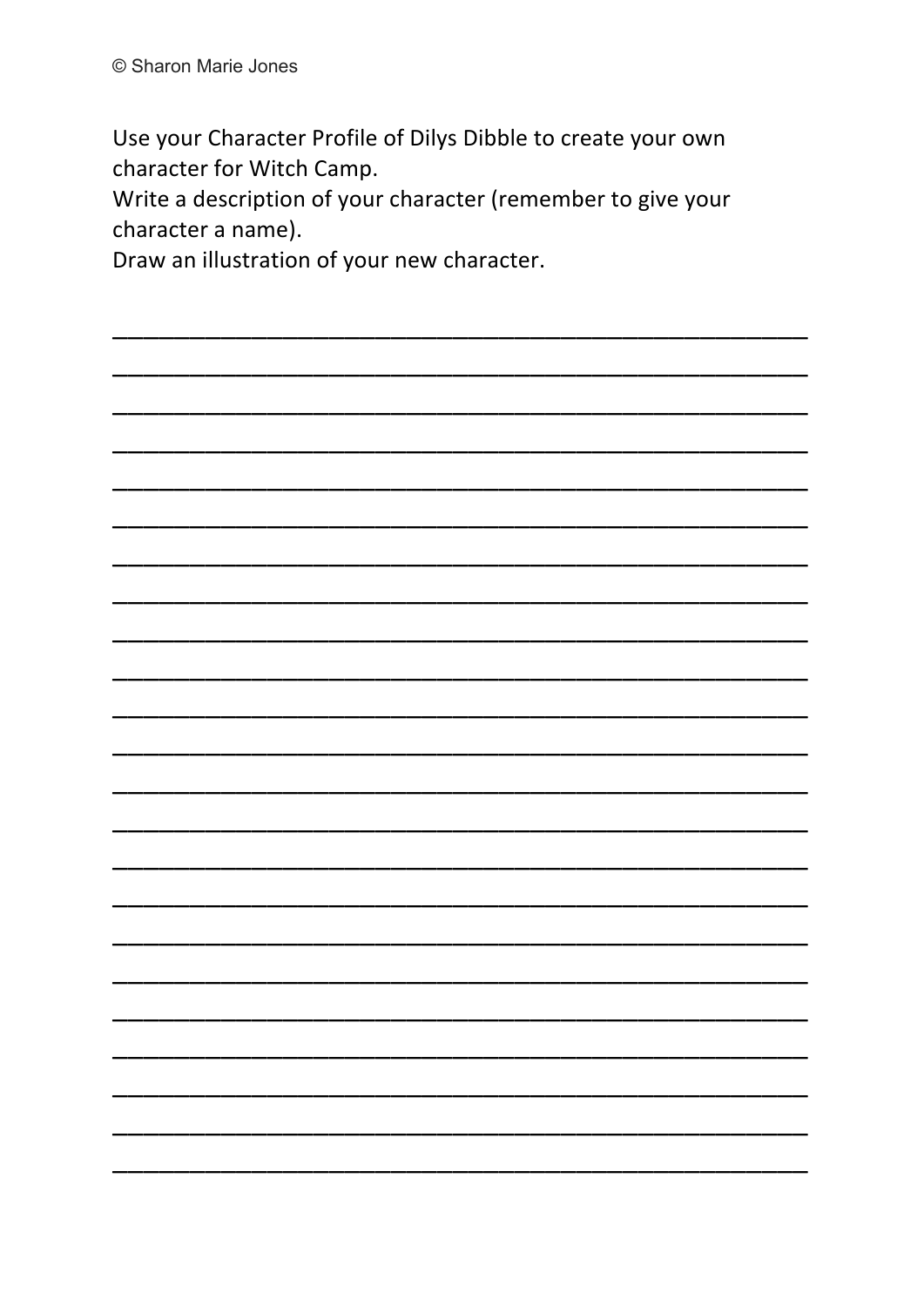© Sharon Marie Jones

Use your Character Profile of Dilys Dibble to create your own character for Witch Camp.
Write a description of your character (remember to give your character a name).
Draw an illustration of your new character.

\_\_\_\_\_\_\_\_\_\_\_\_\_\_\_\_\_\_\_\_\_\_\_\_\_\_\_\_\_\_\_\_\_\_\_\_\_\_\_\_\_\_\_\_\_\_\_\_\_\_\_\_\_\_\_\_\_\_\_\_
\_\_\_\_\_\_\_\_\_\_\_\_\_\_\_\_\_\_\_\_\_\_\_\_\_\_\_\_\_\_\_\_\_\_\_\_\_\_\_\_\_\_\_\_\_\_\_\_\_\_\_\_\_\_\_\_\_\_\_\_
\_\_\_\_\_\_\_\_\_\_\_\_\_\_\_\_\_\_\_\_\_\_\_\_\_\_\_\_\_\_\_\_\_\_\_\_\_\_\_\_\_\_\_\_\_\_\_\_\_\_\_\_\_\_\_\_\_\_\_\_
\_\_\_\_\_\_\_\_\_\_\_\_\_\_\_\_\_\_\_\_\_\_\_\_\_\_\_\_\_\_\_\_\_\_\_\_\_\_\_\_\_\_\_\_\_\_\_\_\_\_\_\_\_\_\_\_\_\_\_\_
\_\_\_\_\_\_\_\_\_\_\_\_\_\_\_\_\_\_\_\_\_\_\_\_\_\_\_\_\_\_\_\_\_\_\_\_\_\_\_\_\_\_\_\_\_\_\_\_\_\_\_\_\_\_\_\_\_\_\_\_
\_\_\_\_\_\_\_\_\_\_\_\_\_\_\_\_\_\_\_\_\_\_\_\_\_\_\_\_\_\_\_\_\_\_\_\_\_\_\_\_\_\_\_\_\_\_\_\_\_\_\_\_\_\_\_\_\_\_\_\_
\_\_\_\_\_\_\_\_\_\_\_\_\_\_\_\_\_\_\_\_\_\_\_\_\_\_\_\_\_\_\_\_\_\_\_\_\_\_\_\_\_\_\_\_\_\_\_\_\_\_\_\_\_\_\_\_\_\_\_\_
\_\_\_\_\_\_\_\_\_\_\_\_\_\_\_\_\_\_\_\_\_\_\_\_\_\_\_\_\_\_\_\_\_\_\_\_\_\_\_\_\_\_\_\_\_\_\_\_\_\_\_\_\_\_\_\_\_\_\_\_
\_\_\_\_\_\_\_\_\_\_\_\_\_\_\_\_\_\_\_\_\_\_\_\_\_\_\_\_\_\_\_\_\_\_\_\_\_\_\_\_\_\_\_\_\_\_\_\_\_\_\_\_\_\_\_\_\_\_\_\_
\_\_\_\_\_\_\_\_\_\_\_\_\_\_\_\_\_\_\_\_\_\_\_\_\_\_\_\_\_\_\_\_\_\_\_\_\_\_\_\_\_\_\_\_\_\_\_\_\_\_\_\_\_\_\_\_\_\_\_\_
\_\_\_\_\_\_\_\_\_\_\_\_\_\_\_\_\_\_\_\_\_\_\_\_\_\_\_\_\_\_\_\_\_\_\_\_\_\_\_\_\_\_\_\_\_\_\_\_\_\_\_\_\_\_\_\_\_\_\_\_
\_\_\_\_\_\_\_\_\_\_\_\_\_\_\_\_\_\_\_\_\_\_\_\_\_\_\_\_\_\_\_\_\_\_\_\_\_\_\_\_\_\_\_\_\_\_\_\_\_\_\_\_\_\_\_\_\_\_\_\_
\_\_\_\_\_\_\_\_\_\_\_\_\_\_\_\_\_\_\_\_\_\_\_\_\_\_\_\_\_\_\_\_\_\_\_\_\_\_\_\_\_\_\_\_\_\_\_\_\_\_\_\_\_\_\_\_\_\_\_\_
\_\_\_\_\_\_\_\_\_\_\_\_\_\_\_\_\_\_\_\_\_\_\_\_\_\_\_\_\_\_\_\_\_\_\_\_\_\_\_\_\_\_\_\_\_\_\_\_\_\_\_\_\_\_\_\_\_\_\_\_
\_\_\_\_\_\_\_\_\_\_\_\_\_\_\_\_\_\_\_\_\_\_\_\_\_\_\_\_\_\_\_\_\_\_\_\_\_\_\_\_\_\_\_\_\_\_\_\_\_\_\_\_\_\_\_\_\_\_\_\_
\_\_\_\_\_\_\_\_\_\_\_\_\_\_\_\_\_\_\_\_\_\_\_\_\_\_\_\_\_\_\_\_\_\_\_\_\_\_\_\_\_\_\_\_\_\_\_\_\_\_\_\_\_\_\_\_\_\_\_\_
\_\_\_\_\_\_\_\_\_\_\_\_\_\_\_\_\_\_\_\_\_\_\_\_\_\_\_\_\_\_\_\_\_\_\_\_\_\_\_\_\_\_\_\_\_\_\_\_\_\_\_\_\_\_\_\_\_\_\_\_
\_\_\_\_\_\_\_\_\_\_\_\_\_\_\_\_\_\_\_\_\_\_\_\_\_\_\_\_\_\_\_\_\_\_\_\_\_\_\_\_\_\_\_\_\_\_\_\_\_\_\_\_\_\_\_\_\_\_\_\_
\_\_\_\_\_\_\_\_\_\_\_\_\_\_\_\_\_\_\_\_\_\_\_\_\_\_\_\_\_\_\_\_\_\_\_\_\_\_\_\_\_\_\_\_\_\_\_\_\_\_\_\_\_\_\_\_\_\_\_\_
\_\_\_\_\_\_\_\_\_\_\_\_\_\_\_\_\_\_\_\_\_\_\_\_\_\_\_\_\_\_\_\_\_\_\_\_\_\_\_\_\_\_\_\_\_\_\_\_\_\_\_\_\_\_\_\_\_\_\_\_
\_\_\_\_\_\_\_\_\_\_\_\_\_\_\_\_\_\_\_\_\_\_\_\_\_\_\_\_\_\_\_\_\_\_\_\_\_\_\_\_\_\_\_\_\_\_\_\_\_\_\_\_\_\_\_\_\_\_\_\_
\_\_\_\_\_\_\_\_\_\_\_\_\_\_\_\_\_\_\_\_\_\_\_\_\_\_\_\_\_\_\_\_\_\_\_\_\_\_\_\_\_\_\_\_\_\_\_\_\_\_\_\_\_\_\_\_\_\_\_\_
\_\_\_\_\_\_\_\_\_\_\_\_\_\_\_\_\_\_\_\_\_\_\_\_\_\_\_\_\_\_\_\_\_\_\_\_\_\_\_\_\_\_\_\_\_\_\_\_\_\_\_\_\_\_\_\_\_\_\_\_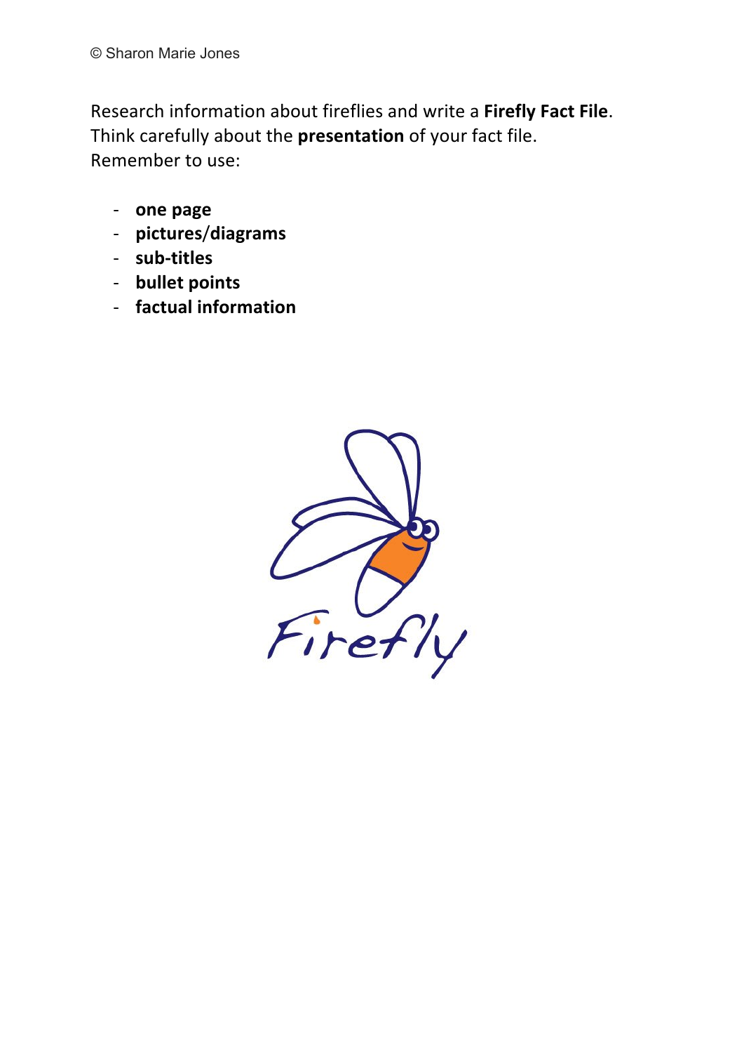© Sharon Marie Jones

Research information about fireflies and write a **Firefly Fact File**.
Think carefully about the **presentation** of your fact file.
Remember to use:

- **one page**
- **pictures/diagrams**
- **sub-titles**
- **bullet points**
- **factual information**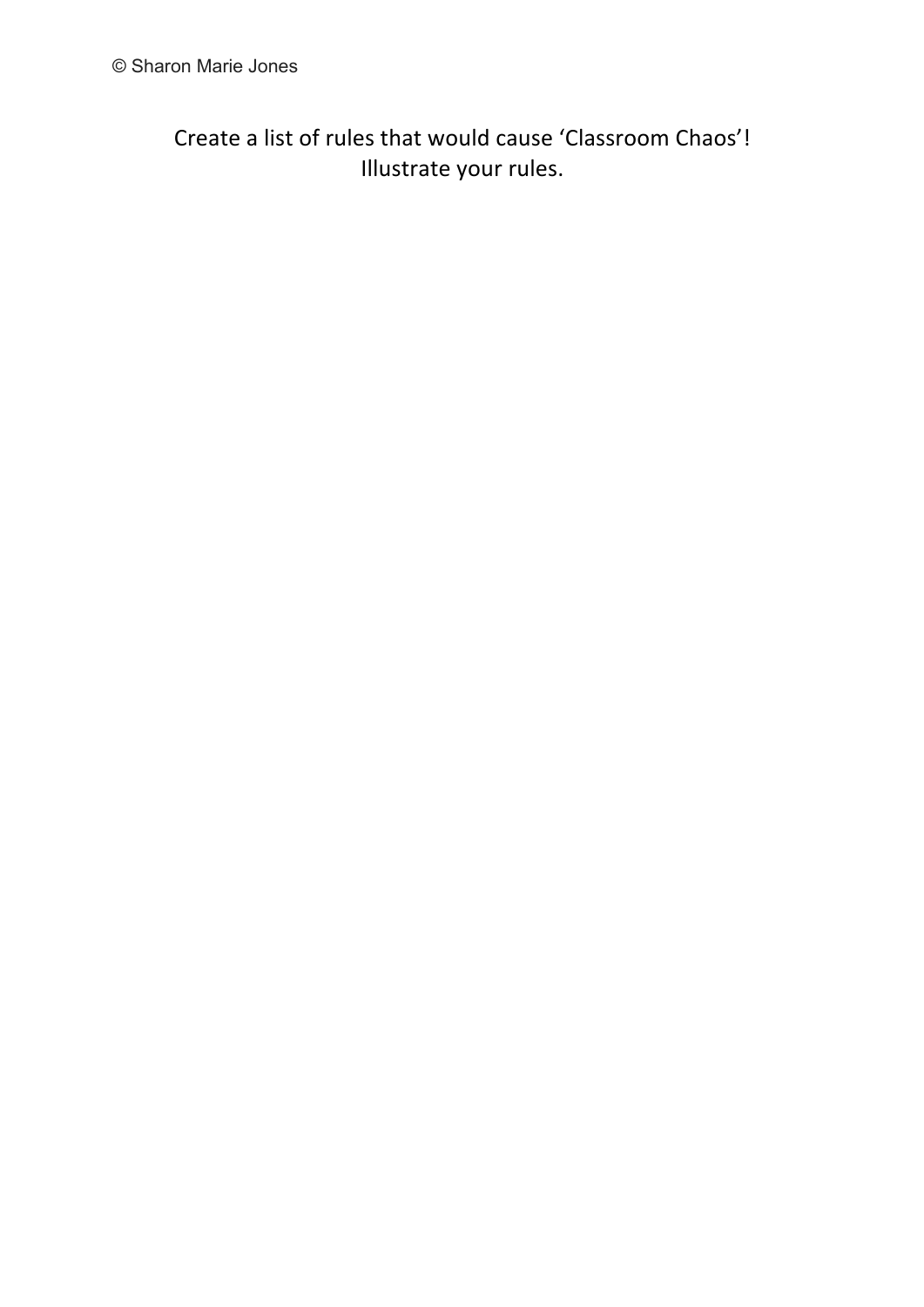Create a list of rules that would cause 'Classroom Chaos'!
Illustrate your rules.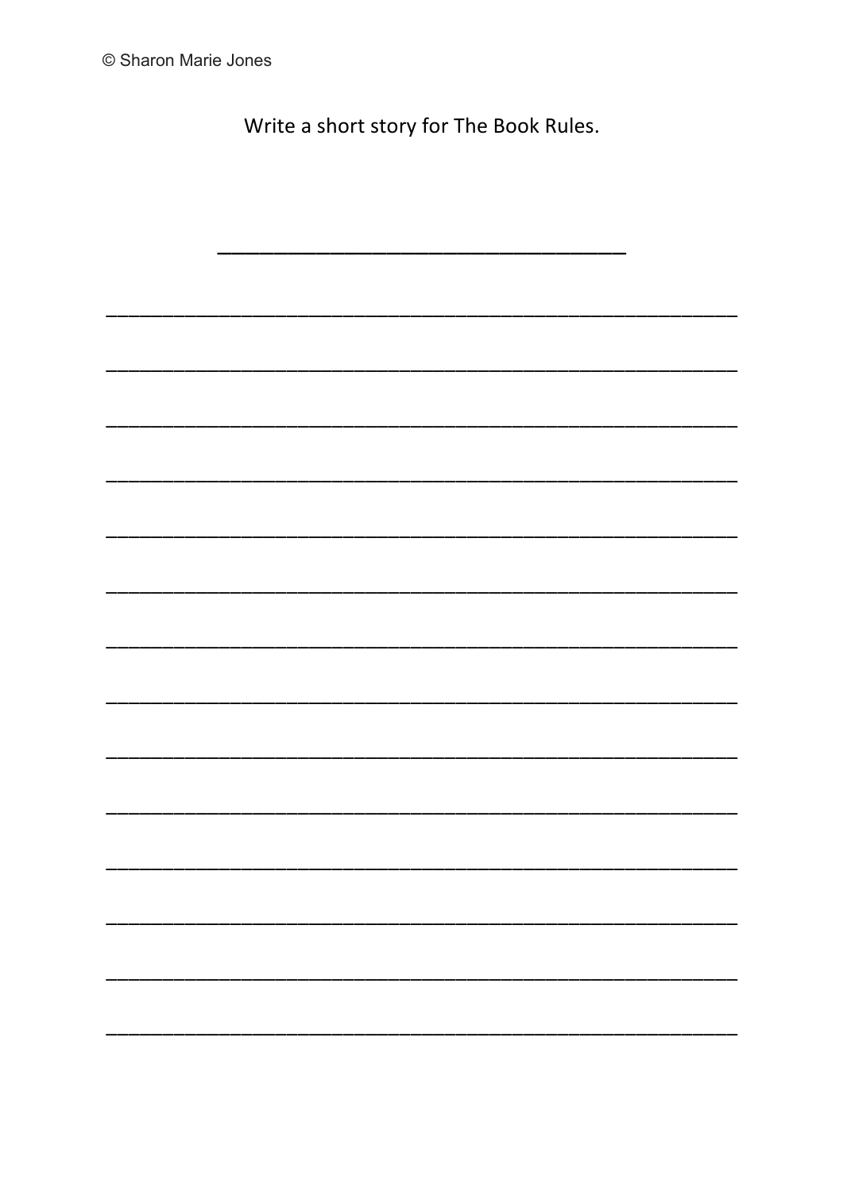© Sharon Marie Jones

Write a short story for The Book Rules.

\_\_\_\_\_\_\_\_\_\_\_\_\_\_\_\_\_\_\_\_\_\_\_\_\_\_\_\_\_\_\_\_\_\_\_\_

\_\_\_\_\_\_\_\_\_\_\_\_\_\_\_\_\_\_\_\_\_\_\_\_\_\_\_\_\_\_\_\_\_\_\_\_\_\_\_\_\_\_\_\_\_\_\_\_\_\_\_\_\_\_\_\_

\_\_\_\_\_\_\_\_\_\_\_\_\_\_\_\_\_\_\_\_\_\_\_\_\_\_\_\_\_\_\_\_\_\_\_\_\_\_\_\_\_\_\_\_\_\_\_\_\_\_\_\_\_\_\_\_

\_\_\_\_\_\_\_\_\_\_\_\_\_\_\_\_\_\_\_\_\_\_\_\_\_\_\_\_\_\_\_\_\_\_\_\_\_\_\_\_\_\_\_\_\_\_\_\_\_\_\_\_\_\_\_\_

\_\_\_\_\_\_\_\_\_\_\_\_\_\_\_\_\_\_\_\_\_\_\_\_\_\_\_\_\_\_\_\_\_\_\_\_\_\_\_\_\_\_\_\_\_\_\_\_\_\_\_\_\_\_\_\_

\_\_\_\_\_\_\_\_\_\_\_\_\_\_\_\_\_\_\_\_\_\_\_\_\_\_\_\_\_\_\_\_\_\_\_\_\_\_\_\_\_\_\_\_\_\_\_\_\_\_\_\_\_\_\_\_

\_\_\_\_\_\_\_\_\_\_\_\_\_\_\_\_\_\_\_\_\_\_\_\_\_\_\_\_\_\_\_\_\_\_\_\_\_\_\_\_\_\_\_\_\_\_\_\_\_\_\_\_\_\_\_\_

\_\_\_\_\_\_\_\_\_\_\_\_\_\_\_\_\_\_\_\_\_\_\_\_\_\_\_\_\_\_\_\_\_\_\_\_\_\_\_\_\_\_\_\_\_\_\_\_\_\_\_\_\_\_\_\_

\_\_\_\_\_\_\_\_\_\_\_\_\_\_\_\_\_\_\_\_\_\_\_\_\_\_\_\_\_\_\_\_\_\_\_\_\_\_\_\_\_\_\_\_\_\_\_\_\_\_\_\_\_\_\_\_

\_\_\_\_\_\_\_\_\_\_\_\_\_\_\_\_\_\_\_\_\_\_\_\_\_\_\_\_\_\_\_\_\_\_\_\_\_\_\_\_\_\_\_\_\_\_\_\_\_\_\_\_\_\_\_\_

\_\_\_\_\_\_\_\_\_\_\_\_\_\_\_\_\_\_\_\_\_\_\_\_\_\_\_\_\_\_\_\_\_\_\_\_\_\_\_\_\_\_\_\_\_\_\_\_\_\_\_\_\_\_\_\_

\_\_\_\_\_\_\_\_\_\_\_\_\_\_\_\_\_\_\_\_\_\_\_\_\_\_\_\_\_\_\_\_\_\_\_\_\_\_\_\_\_\_\_\_\_\_\_\_\_\_\_\_\_\_\_\_

\_\_\_\_\_\_\_\_\_\_\_\_\_\_\_\_\_\_\_\_\_\_\_\_\_\_\_\_\_\_\_\_\_\_\_\_\_\_\_\_\_\_\_\_\_\_\_\_\_\_\_\_\_\_\_\_

\_\_\_\_\_\_\_\_\_\_\_\_\_\_\_\_\_\_\_\_\_\_\_\_\_\_\_\_\_\_\_\_\_\_\_\_\_\_\_\_\_\_\_\_\_\_\_\_\_\_\_\_\_\_\_\_

\_\_\_\_\_\_\_\_\_\_\_\_\_\_\_\_\_\_\_\_\_\_\_\_\_\_\_\_\_\_\_\_\_\_\_\_\_\_\_\_\_\_\_\_\_\_\_\_\_\_\_\_\_\_\_\_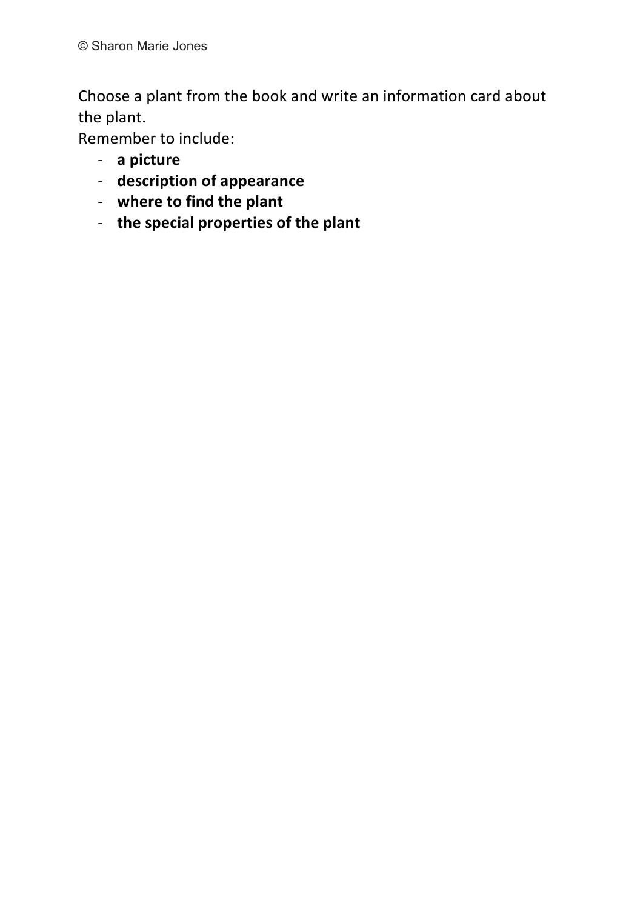Choose a plant from the book and write an information card about the plant.

Remember to include:

- **a picture**
- **description of appearance**
- **where to find the plant**
- **the special properties of the plant**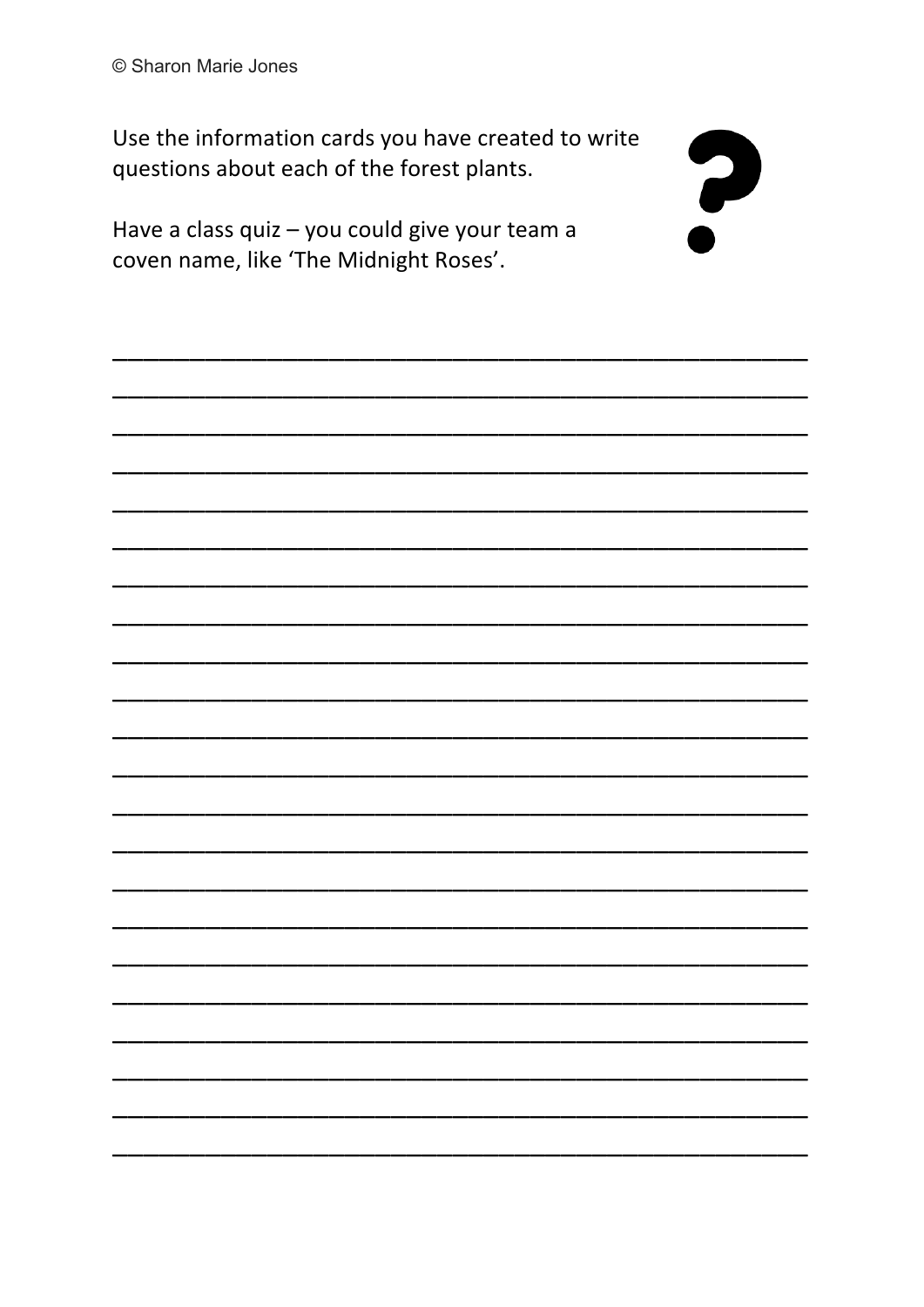Use the information cards you have created to write questions about each of the forest plants.

Have a class quiz – you could give your team a coven name, like 'The Midnight Roses'.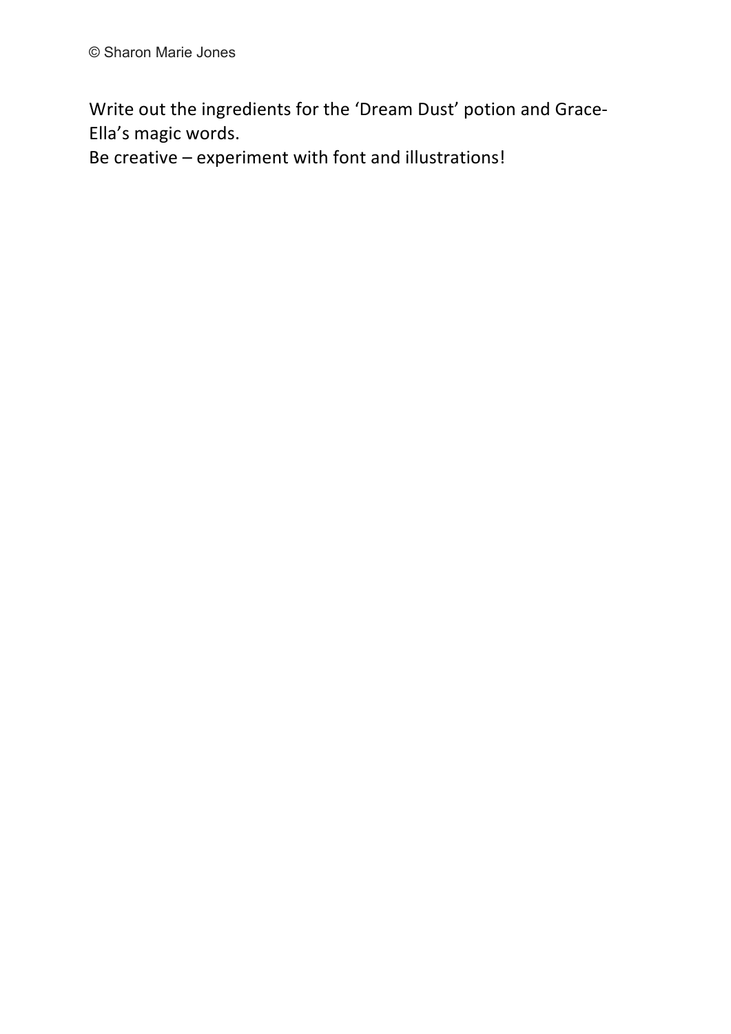Write out the ingredients for the 'Dream Dust' potion and Grace-Ella's magic words.
Be creative – experiment with font and illustrations!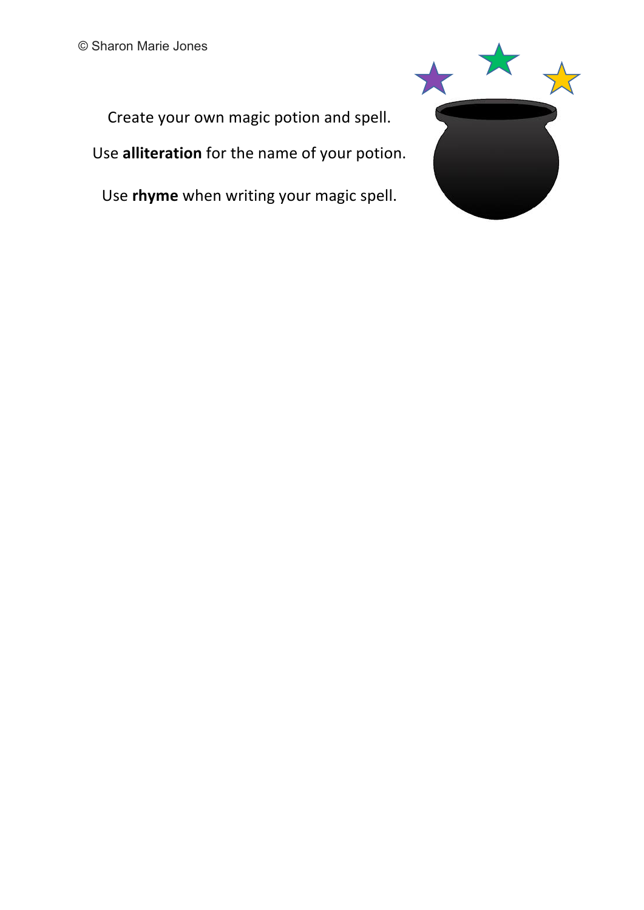© Sharon Marie Jones

Create your own magic potion and spell.

Use **alliteration** for the name of your potion.

Use **rhyme** when writing your magic spell.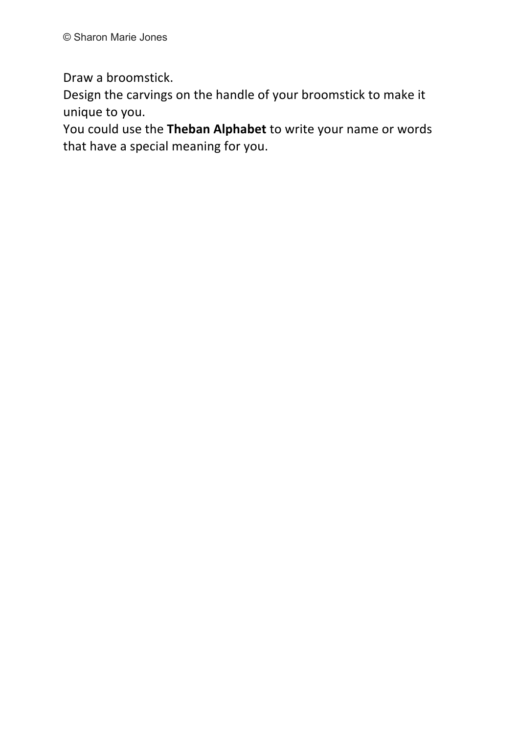Draw a broomstick.
Design the carvings on the handle of your broomstick to make it unique to you.
You could use the **Theban Alphabet** to write your name or words that have a special meaning for you.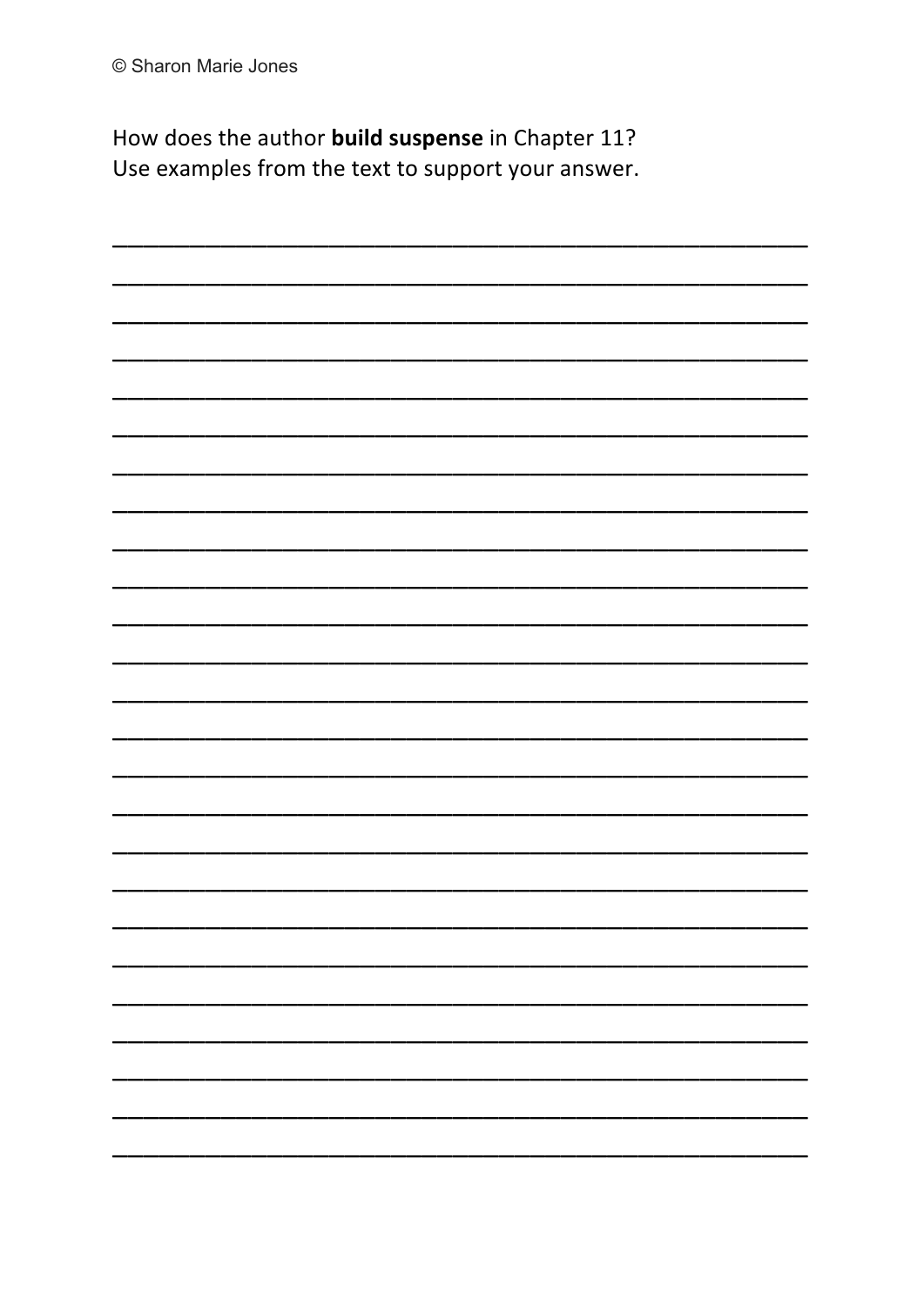© Sharon Marie Jones

How does the author **build suspense** in Chapter 11?
Use examples from the text to support your answer.

\_\_\_\_\_\_\_\_\_\_\_\_\_\_\_\_\_\_\_\_\_\_\_\_\_\_\_\_\_\_\_\_\_\_\_\_\_\_\_\_\_\_\_\_\_\_\_\_\_\_\_\_\_\_\_\_\_\_\_\_

\_\_\_\_\_\_\_\_\_\_\_\_\_\_\_\_\_\_\_\_\_\_\_\_\_\_\_\_\_\_\_\_\_\_\_\_\_\_\_\_\_\_\_\_\_\_\_\_\_\_\_\_\_\_\_\_\_\_\_\_

\_\_\_\_\_\_\_\_\_\_\_\_\_\_\_\_\_\_\_\_\_\_\_\_\_\_\_\_\_\_\_\_\_\_\_\_\_\_\_\_\_\_\_\_\_\_\_\_\_\_\_\_\_\_\_\_\_\_\_\_

\_\_\_\_\_\_\_\_\_\_\_\_\_\_\_\_\_\_\_\_\_\_\_\_\_\_\_\_\_\_\_\_\_\_\_\_\_\_\_\_\_\_\_\_\_\_\_\_\_\_\_\_\_\_\_\_\_\_\_\_

\_\_\_\_\_\_\_\_\_\_\_\_\_\_\_\_\_\_\_\_\_\_\_\_\_\_\_\_\_\_\_\_\_\_\_\_\_\_\_\_\_\_\_\_\_\_\_\_\_\_\_\_\_\_\_\_\_\_\_\_

\_\_\_\_\_\_\_\_\_\_\_\_\_\_\_\_\_\_\_\_\_\_\_\_\_\_\_\_\_\_\_\_\_\_\_\_\_\_\_\_\_\_\_\_\_\_\_\_\_\_\_\_\_\_\_\_\_\_\_\_

\_\_\_\_\_\_\_\_\_\_\_\_\_\_\_\_\_\_\_\_\_\_\_\_\_\_\_\_\_\_\_\_\_\_\_\_\_\_\_\_\_\_\_\_\_\_\_\_\_\_\_\_\_\_\_\_\_\_\_\_

\_\_\_\_\_\_\_\_\_\_\_\_\_\_\_\_\_\_\_\_\_\_\_\_\_\_\_\_\_\_\_\_\_\_\_\_\_\_\_\_\_\_\_\_\_\_\_\_\_\_\_\_\_\_\_\_\_\_\_\_

\_\_\_\_\_\_\_\_\_\_\_\_\_\_\_\_\_\_\_\_\_\_\_\_\_\_\_\_\_\_\_\_\_\_\_\_\_\_\_\_\_\_\_\_\_\_\_\_\_\_\_\_\_\_\_\_\_\_\_\_

\_\_\_\_\_\_\_\_\_\_\_\_\_\_\_\_\_\_\_\_\_\_\_\_\_\_\_\_\_\_\_\_\_\_\_\_\_\_\_\_\_\_\_\_\_\_\_\_\_\_\_\_\_\_\_\_\_\_\_\_

\_\_\_\_\_\_\_\_\_\_\_\_\_\_\_\_\_\_\_\_\_\_\_\_\_\_\_\_\_\_\_\_\_\_\_\_\_\_\_\_\_\_\_\_\_\_\_\_\_\_\_\_\_\_\_\_\_\_\_\_

\_\_\_\_\_\_\_\_\_\_\_\_\_\_\_\_\_\_\_\_\_\_\_\_\_\_\_\_\_\_\_\_\_\_\_\_\_\_\_\_\_\_\_\_\_\_\_\_\_\_\_\_\_\_\_\_\_\_\_\_

\_\_\_\_\_\_\_\_\_\_\_\_\_\_\_\_\_\_\_\_\_\_\_\_\_\_\_\_\_\_\_\_\_\_\_\_\_\_\_\_\_\_\_\_\_\_\_\_\_\_\_\_\_\_\_\_\_\_\_\_

\_\_\_\_\_\_\_\_\_\_\_\_\_\_\_\_\_\_\_\_\_\_\_\_\_\_\_\_\_\_\_\_\_\_\_\_\_\_\_\_\_\_\_\_\_\_\_\_\_\_\_\_\_\_\_\_\_\_\_\_

\_\_\_\_\_\_\_\_\_\_\_\_\_\_\_\_\_\_\_\_\_\_\_\_\_\_\_\_\_\_\_\_\_\_\_\_\_\_\_\_\_\_\_\_\_\_\_\_\_\_\_\_\_\_\_\_\_\_\_\_

\_\_\_\_\_\_\_\_\_\_\_\_\_\_\_\_\_\_\_\_\_\_\_\_\_\_\_\_\_\_\_\_\_\_\_\_\_\_\_\_\_\_\_\_\_\_\_\_\_\_\_\_\_\_\_\_\_\_\_\_

\_\_\_\_\_\_\_\_\_\_\_\_\_\_\_\_\_\_\_\_\_\_\_\_\_\_\_\_\_\_\_\_\_\_\_\_\_\_\_\_\_\_\_\_\_\_\_\_\_\_\_\_\_\_\_\_\_\_\_\_

\_\_\_\_\_\_\_\_\_\_\_\_\_\_\_\_\_\_\_\_\_\_\_\_\_\_\_\_\_\_\_\_\_\_\_\_\_\_\_\_\_\_\_\_\_\_\_\_\_\_\_\_\_\_\_\_\_\_\_\_

\_\_\_\_\_\_\_\_\_\_\_\_\_\_\_\_\_\_\_\_\_\_\_\_\_\_\_\_\_\_\_\_\_\_\_\_\_\_\_\_\_\_\_\_\_\_\_\_\_\_\_\_\_\_\_\_\_\_\_\_

\_\_\_\_\_\_\_\_\_\_\_\_\_\_\_\_\_\_\_\_\_\_\_\_\_\_\_\_\_\_\_\_\_\_\_\_\_\_\_\_\_\_\_\_\_\_\_\_\_\_\_\_\_\_\_\_\_\_\_\_

\_\_\_\_\_\_\_\_\_\_\_\_\_\_\_\_\_\_\_\_\_\_\_\_\_\_\_\_\_\_\_\_\_\_\_\_\_\_\_\_\_\_\_\_\_\_\_\_\_\_\_\_\_\_\_\_\_\_\_\_

\_\_\_\_\_\_\_\_\_\_\_\_\_\_\_\_\_\_\_\_\_\_\_\_\_\_\_\_\_\_\_\_\_\_\_\_\_\_\_\_\_\_\_\_\_\_\_\_\_\_\_\_\_\_\_\_\_\_\_\_

\_\_\_\_\_\_\_\_\_\_\_\_\_\_\_\_\_\_\_\_\_\_\_\_\_\_\_\_\_\_\_\_\_\_\_\_\_\_\_\_\_\_\_\_\_\_\_\_\_\_\_\_\_\_\_\_\_\_\_\_

\_\_\_\_\_\_\_\_\_\_\_\_\_\_\_\_\_\_\_\_\_\_\_\_\_\_\_\_\_\_\_\_\_\_\_\_\_\_\_\_\_\_\_\_\_\_\_\_\_\_\_\_\_\_\_\_\_\_\_\_

\_\_\_\_\_\_\_\_\_\_\_\_\_\_\_\_\_\_\_\_\_\_\_\_\_\_\_\_\_\_\_\_\_\_\_\_\_\_\_\_\_\_\_\_\_\_\_\_\_\_\_\_\_\_\_\_\_\_\_\_

\_\_\_\_\_\_\_\_\_\_\_\_\_\_\_\_\_\_\_\_\_\_\_\_\_\_\_\_\_\_\_\_\_\_\_\_\_\_\_\_\_\_\_\_\_\_\_\_\_\_\_\_\_\_\_\_\_\_\_\_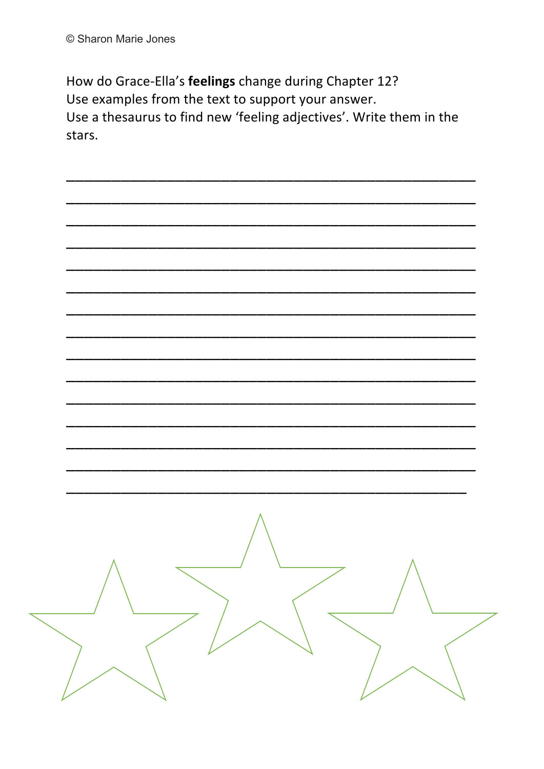© Sharon Marie Jones

How do Grace-Ella's **feelings** change during Chapter 12?
Use examples from the text to support your answer.
Use a thesaurus to find new 'feeling adjectives'. Write them in the stars.

___________________________________________________________

___________________________________________________________

___________________________________________________________

___________________________________________________________

___________________________________________________________

___________________________________________________________

___________________________________________________________

___________________________________________________________

___________________________________________________________

___________________________________________________________

___________________________________________________________

___________________________________________________________

___________________________________________________________

___________________________________________________________

__________________________________________________________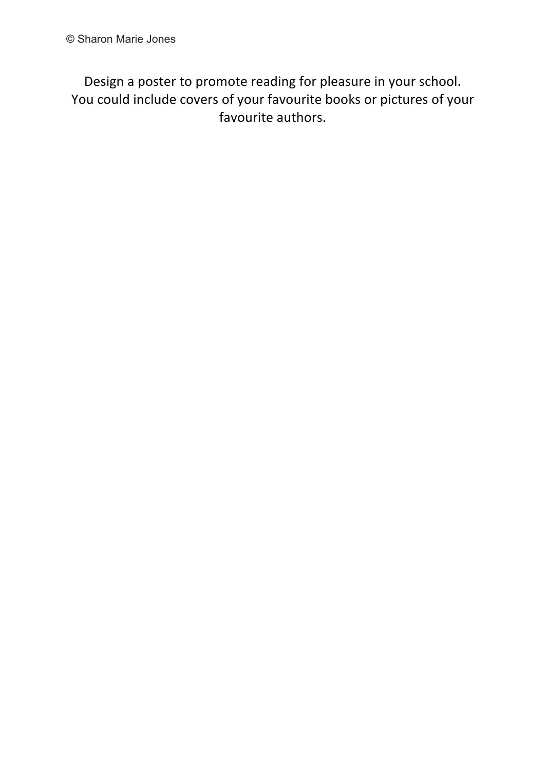© Sharon Marie Jones

Design a poster to promote reading for pleasure in your school.
You could include covers of your favourite books or pictures of your favourite authors.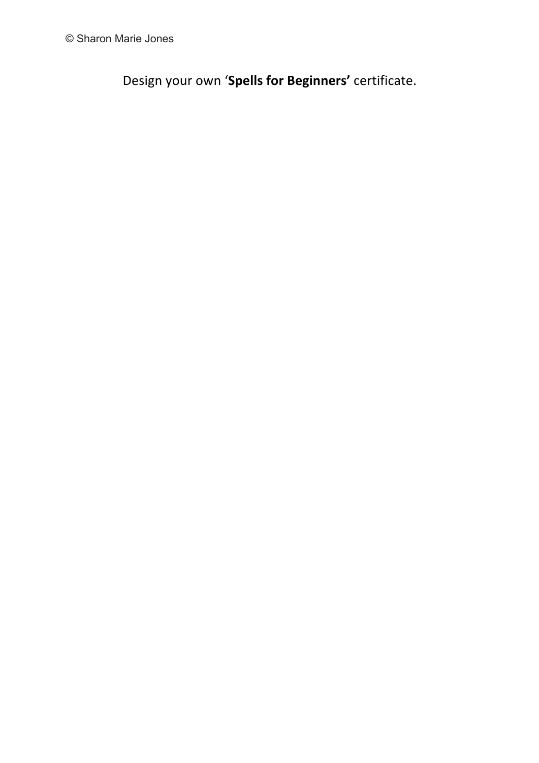© Sharon Marie Jones

Design your own '**Spells for Beginners'** certificate.